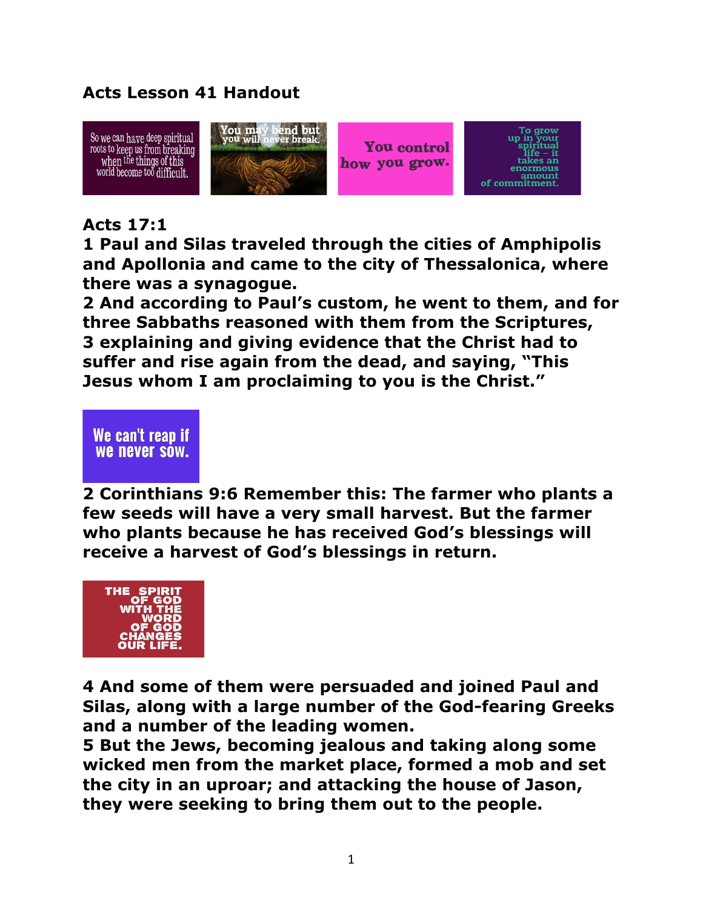**Acts Lesson 41 Handout**

So we can have deep spiritual roots to keep us from breaking when the things of this world become too difficult.

You may bend but you will never break.

You control how you grow.

To grow up in your spiritual life – it takes an enormous amount of commitment.

**Acts 17:1**

**1 Paul and Silas traveled through the cities of Amphipolis and Apollonia and came to the city of Thessalonica, where there was a synagogue.**

**2 And according to Paul's custom, he went to them, and for three Sabbaths reasoned with them from the Scriptures,**

**3 explaining and giving evidence that the Christ had to suffer and rise again from the dead, and saying, "This Jesus whom I am proclaiming to you is the Christ."**

We can't reap if we never sow.

**2 Corinthians 9:6 Remember this: The farmer who plants a few seeds will have a very small harvest. But the farmer who plants because he has received God's blessings will receive a harvest of God's blessings in return.**

THE SPIRIT OF GOD WITH THE WORD OF GOD CHANGES OUR LIFE.

**4 And some of them were persuaded and joined Paul and Silas, along with a large number of the God-fearing Greeks and a number of the leading women.**

**5 But the Jews, becoming jealous and taking along some wicked men from the market place, formed a mob and set the city in an uproar; and attacking the house of Jason, they were seeking to bring them out to the people.**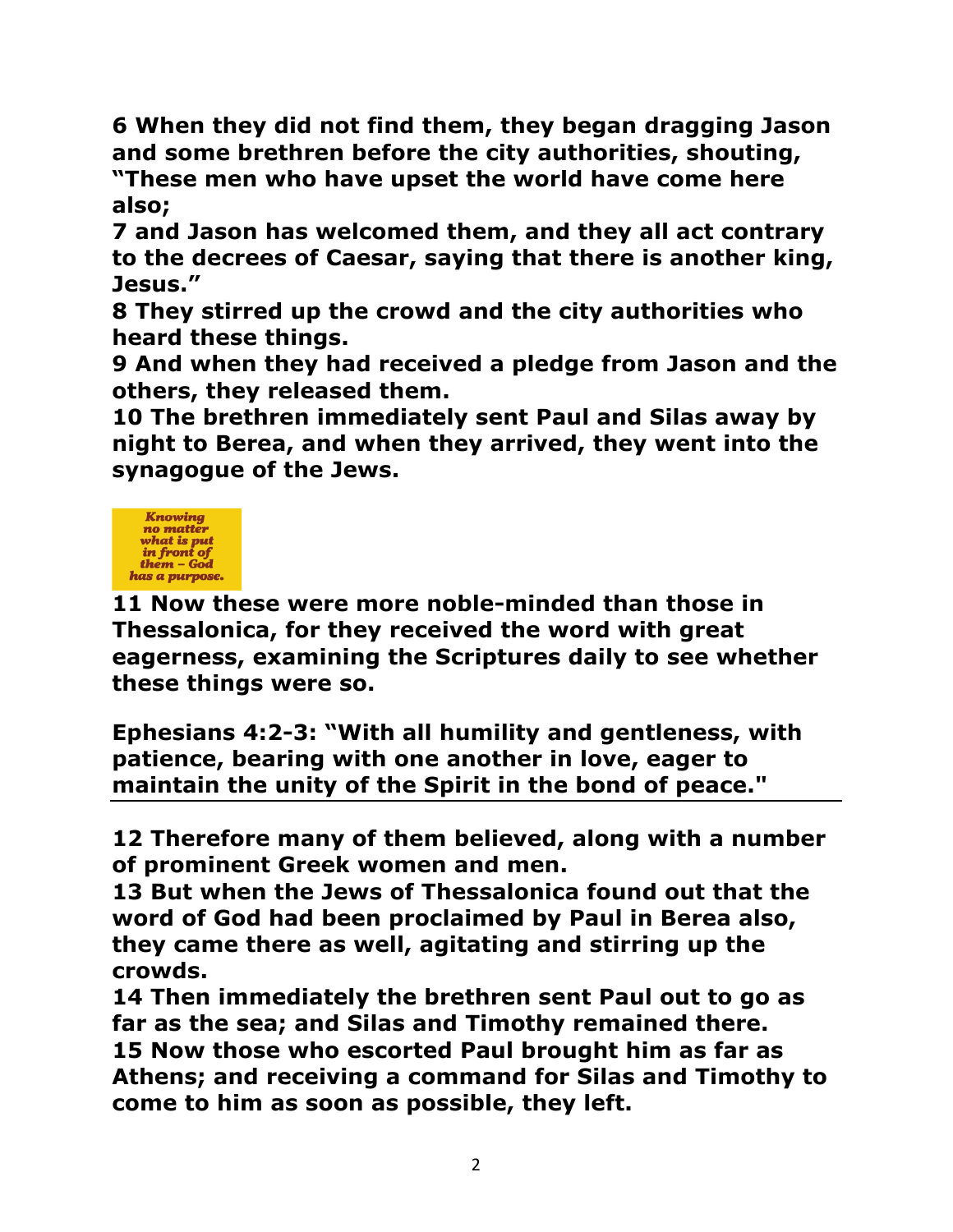**6 When they did not find them, they began dragging Jason and some brethren before the city authorities, shouting, "These men who have upset the world have come here also;**
**7 and Jason has welcomed them, and they all act contrary to the decrees of Caesar, saying that there is another king, Jesus."**
**8 They stirred up the crowd and the city authorities who heard these things.**
**9 And when they had received a pledge from Jason and the others, they released them.**
**10 The brethren immediately sent Paul and Silas away by night to Berea, and when they arrived, they went into the synagogue of the Jews.**

***Knowing no matter what is put in front of them – God has a purpose.***

**11 Now these were more noble-minded than those in Thessalonica, for they received the word with great eagerness, examining the Scriptures daily to see whether these things were so.**

**Ephesians 4:2-3: "With all humility and gentleness, with patience, bearing with one another in love, eager to maintain the unity of the Spirit in the bond of peace."**

---

**12 Therefore many of them believed, along with a number of prominent Greek women and men.**
**13 But when the Jews of Thessalonica found out that the word of God had been proclaimed by Paul in Berea also, they came there as well, agitating and stirring up the crowds.**
**14 Then immediately the brethren sent Paul out to go as far as the sea; and Silas and Timothy remained there.**
**15 Now those who escorted Paul brought him as far as Athens; and receiving a command for Silas and Timothy to come to him as soon as possible, they left.**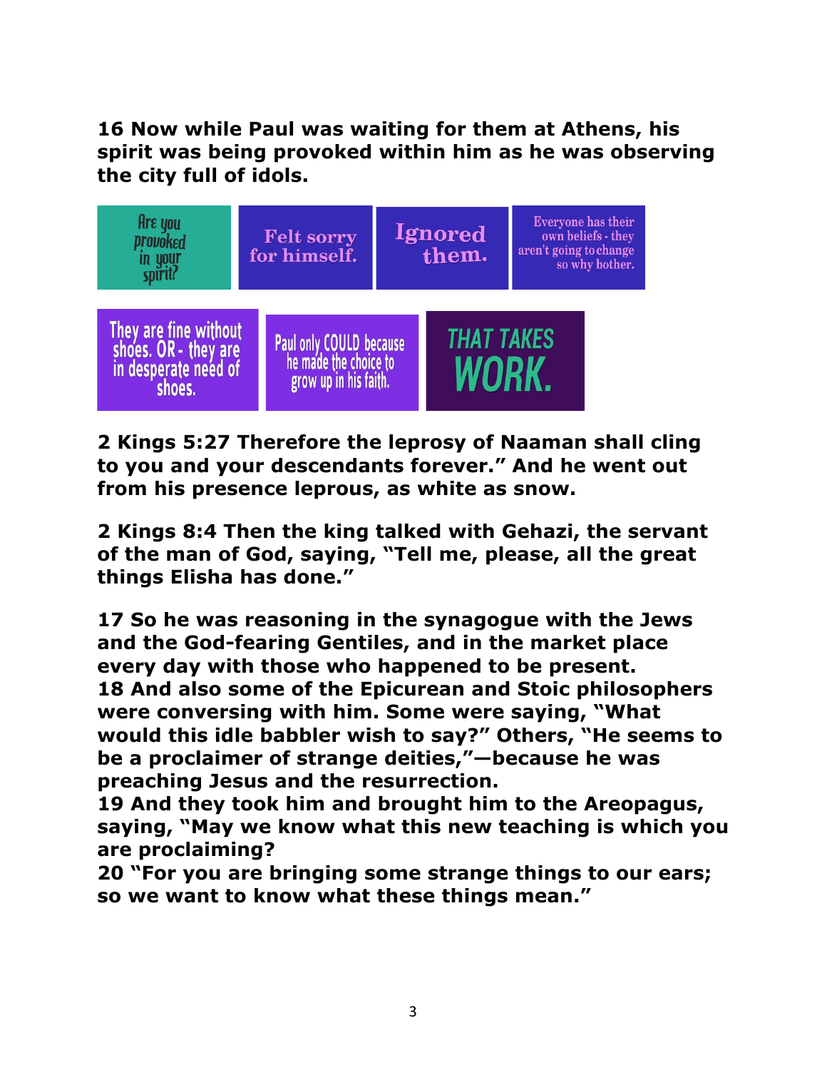**16 Now while Paul was waiting for them at Athens, his spirit was being provoked within him as he was observing the city full of idols.**

Are you provoked in your spirit?

Felt sorry for himself.

Ignored them.

Everyone has their own beliefs - they aren't going to change so why bother.

They are fine without shoes. OR - they are in desperate need of shoes.

Paul only COULD because he made the choice to grow up in his faith.

THAT TAKES WORK.

**2 Kings 5:27 Therefore the leprosy of Naaman shall cling to you and your descendants forever." And he went out from his presence leprous, as white as snow.**

**2 Kings 8:4 Then the king talked with Gehazi, the servant of the man of God, saying, "Tell me, please, all the great things Elisha has done."**

**17 So he was reasoning in the synagogue with the Jews and the God-fearing Gentiles, and in the market place every day with those who happened to be present.**
**18 And also some of the Epicurean and Stoic philosophers were conversing with him. Some were saying, "What would this idle babbler wish to say?" Others, "He seems to be a proclaimer of strange deities,"—because he was preaching Jesus and the resurrection.**
**19 And they took him and brought him to the Areopagus, saying, "May we know what this new teaching is which you are proclaiming?**
**20 "For you are bringing some strange things to our ears; so we want to know what these things mean."**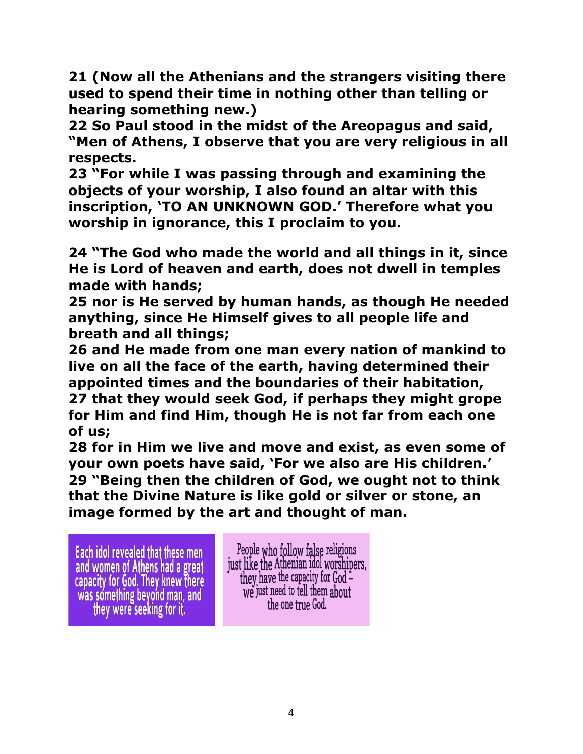**21 (Now all the Athenians and the strangers visiting there used to spend their time in nothing other than telling or hearing something new.)**
**22 So Paul stood in the midst of the Areopagus and said, "Men of Athens, I observe that you are very religious in all respects.**
**23 "For while I was passing through and examining the objects of your worship, I also found an altar with this inscription, 'TO AN UNKNOWN GOD.' Therefore what you worship in ignorance, this I proclaim to you.**

**24 "The God who made the world and all things in it, since He is Lord of heaven and earth, does not dwell in temples made with hands;**
**25 nor is He served by human hands, as though He needed anything, since He Himself gives to all people life and breath and all things;**
**26 and He made from one man every nation of mankind to live on all the face of the earth, having determined their appointed times and the boundaries of their habitation,**
**27 that they would seek God, if perhaps they might grope for Him and find Him, though He is not far from each one of us;**
**28 for in Him we live and move and exist, as even some of your own poets have said, 'For we also are His children.'**
**29 "Being then the children of God, we ought not to think that the Divine Nature is like gold or silver or stone, an image formed by the art and thought of man.**

Each idol revealed that these men and women of Athens had a great capacity for God. They knew there was something beyond man, and they were seeking for it.

People who follow false religions just like the Athenian idol worshipers, they have the capacity for God - we just need to tell them about the one true God.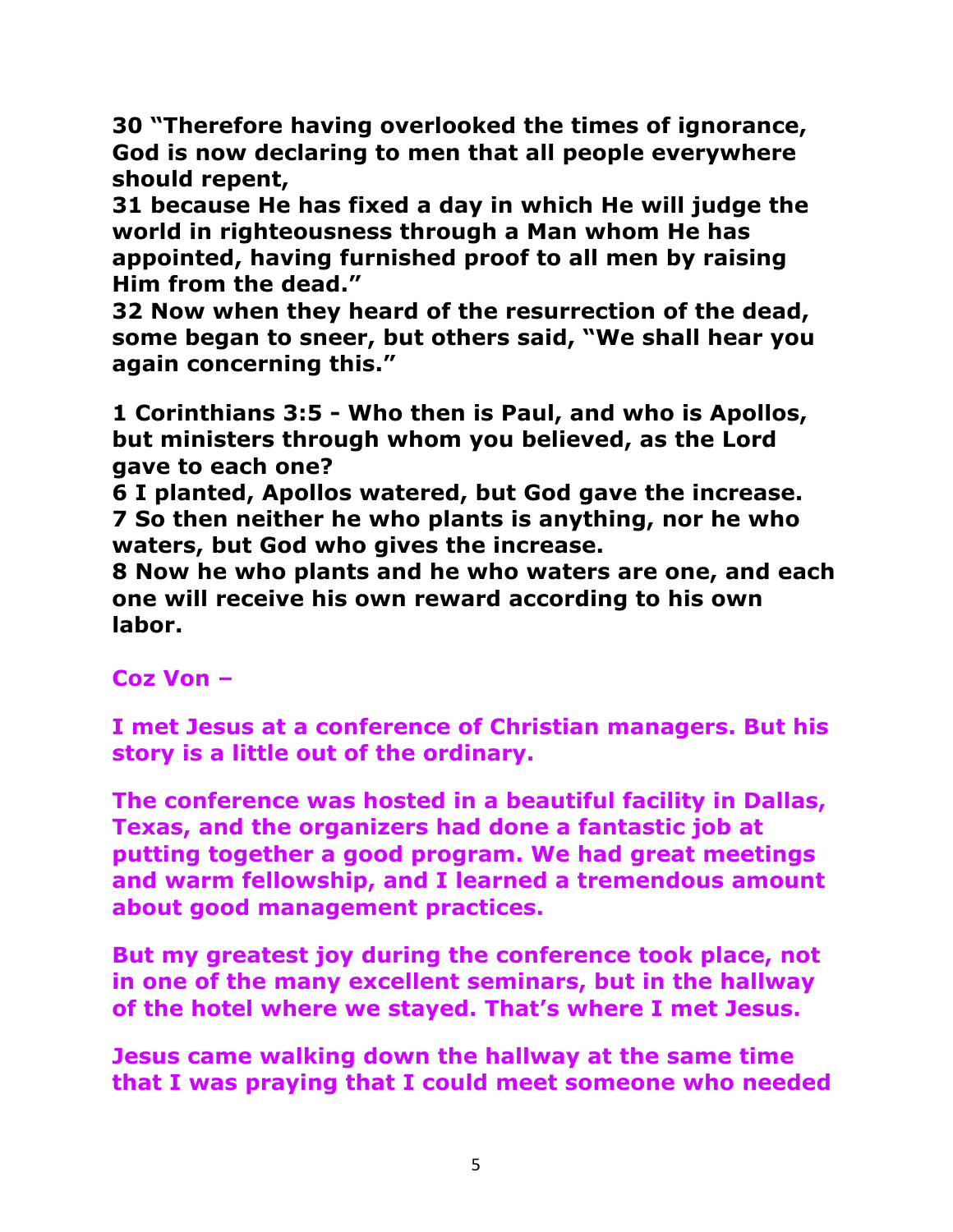**30 "Therefore having overlooked the times of ignorance, God is now declaring to men that all people everywhere should repent,**
**31 because He has fixed a day in which He will judge the world in righteousness through a Man whom He has appointed, having furnished proof to all men by raising Him from the dead."**
**32 Now when they heard of the resurrection of the dead, some began to sneer, but others said, "We shall hear you again concerning this."**

**1 Corinthians 3:5 - Who then is Paul, and who is Apollos, but ministers through whom you believed, as the Lord gave to each one?**
**6 I planted, Apollos watered, but God gave the increase.**
**7 So then neither he who plants is anything, nor he who waters, but God who gives the increase.**
**8 Now he who plants and he who waters are one, and each one will receive his own reward according to his own labor.**

**Coz Von –**

**I met Jesus at a conference of Christian managers. But his story is a little out of the ordinary.**

**The conference was hosted in a beautiful facility in Dallas, Texas, and the organizers had done a fantastic job at putting together a good program. We had great meetings and warm fellowship, and I learned a tremendous amount about good management practices.**

**But my greatest joy during the conference took place, not in one of the many excellent seminars, but in the hallway of the hotel where we stayed. That's where I met Jesus.**

**Jesus came walking down the hallway at the same time that I was praying that I could meet someone who needed**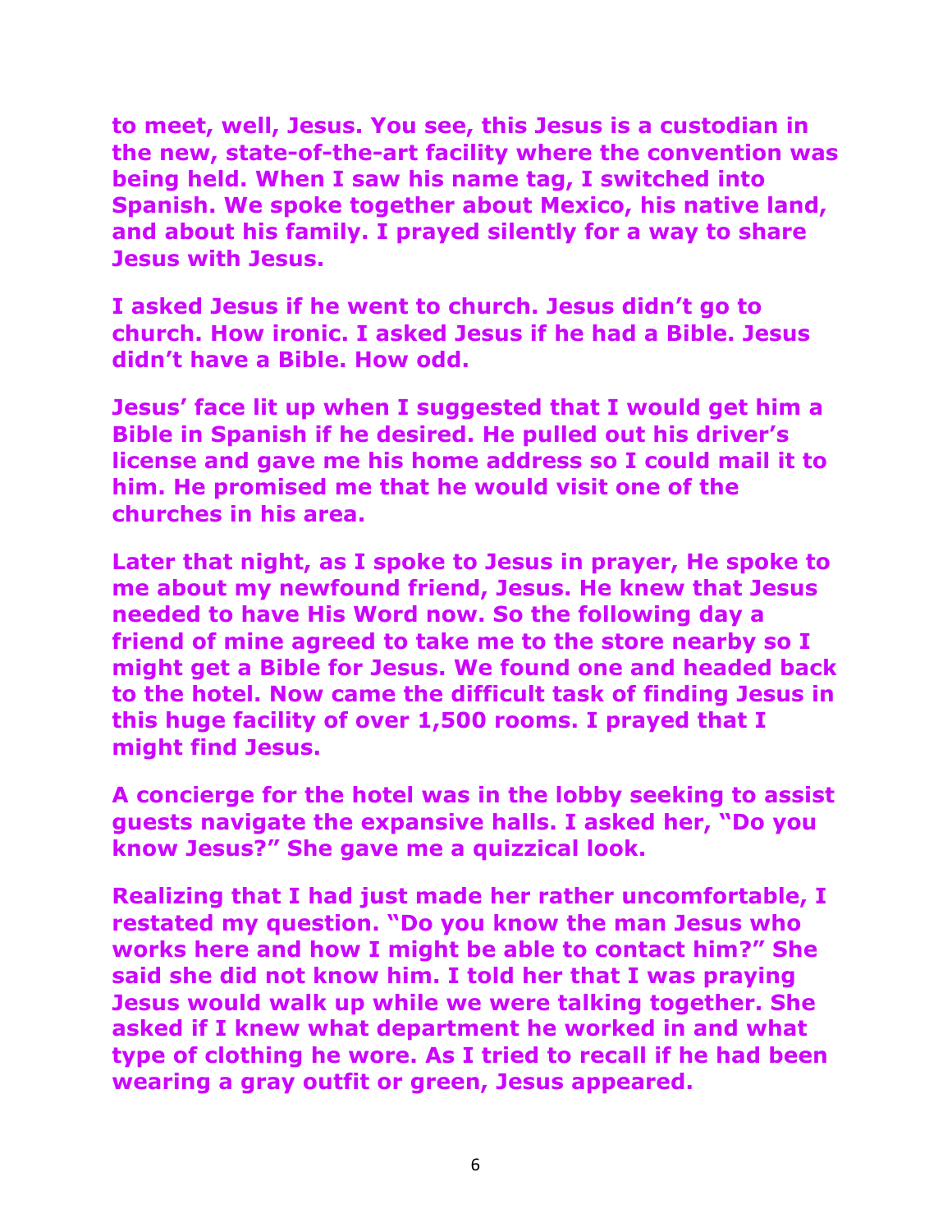**to meet, well, Jesus. You see, this Jesus is a custodian in the new, state-of-the-art facility where the convention was being held. When I saw his name tag, I switched into Spanish. We spoke together about Mexico, his native land, and about his family. I prayed silently for a way to share Jesus with Jesus.**

**I asked Jesus if he went to church. Jesus didn't go to church. How ironic. I asked Jesus if he had a Bible. Jesus didn't have a Bible. How odd.**

**Jesus' face lit up when I suggested that I would get him a Bible in Spanish if he desired. He pulled out his driver's license and gave me his home address so I could mail it to him. He promised me that he would visit one of the churches in his area.**

**Later that night, as I spoke to Jesus in prayer, He spoke to me about my newfound friend, Jesus. He knew that Jesus needed to have His Word now. So the following day a friend of mine agreed to take me to the store nearby so I might get a Bible for Jesus. We found one and headed back to the hotel. Now came the difficult task of finding Jesus in this huge facility of over 1,500 rooms. I prayed that I might find Jesus.**

**A concierge for the hotel was in the lobby seeking to assist guests navigate the expansive halls. I asked her, "Do you know Jesus?" She gave me a quizzical look.**

**Realizing that I had just made her rather uncomfortable, I restated my question. "Do you know the man Jesus who works here and how I might be able to contact him?" She said she did not know him. I told her that I was praying Jesus would walk up while we were talking together. She asked if I knew what department he worked in and what type of clothing he wore. As I tried to recall if he had been wearing a gray outfit or green, Jesus appeared.**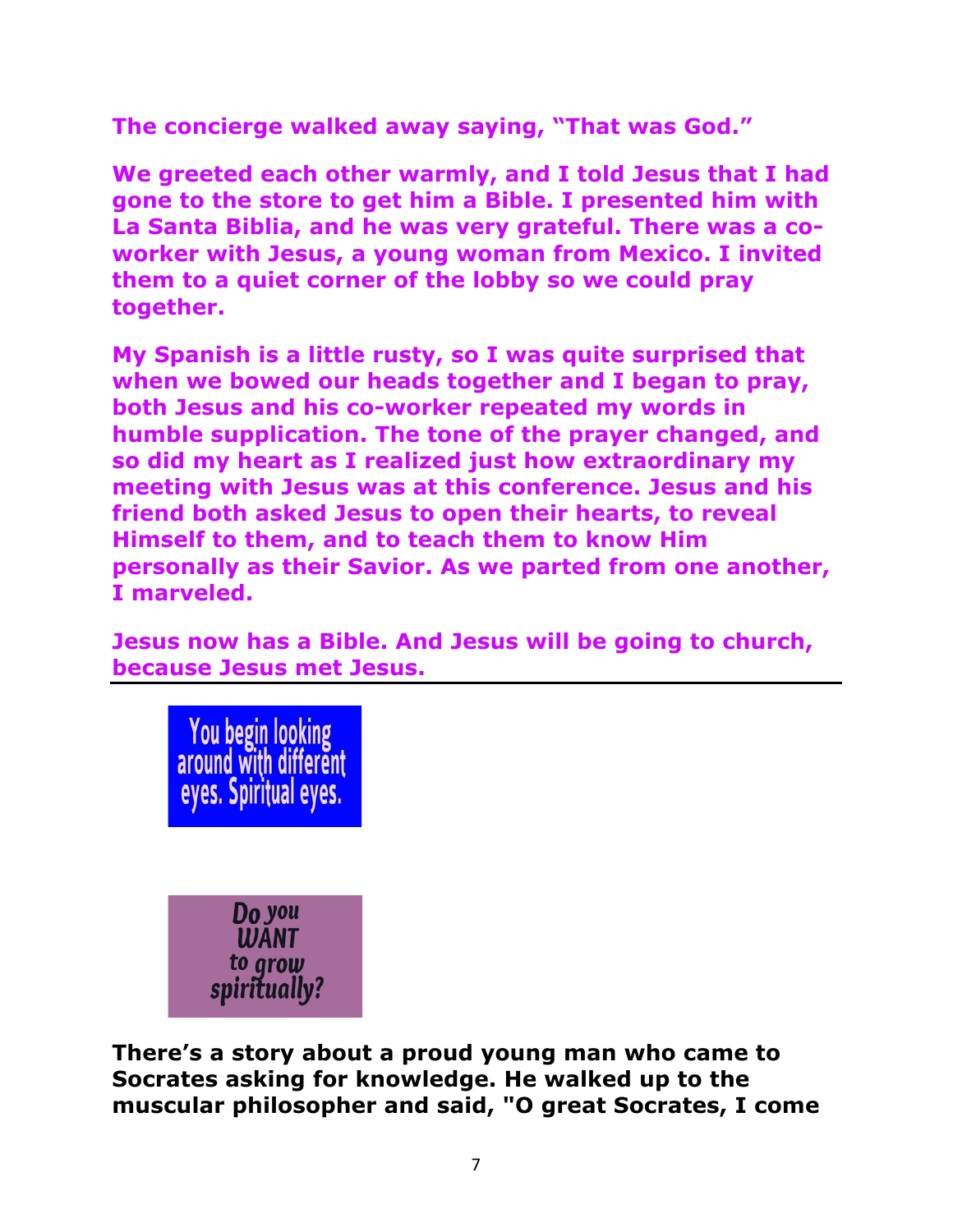**The concierge walked away saying, "That was God."**

**We greeted each other warmly, and I told Jesus that I had gone to the store to get him a Bible. I presented him with La Santa Biblia, and he was very grateful. There was a co-worker with Jesus, a young woman from Mexico. I invited them to a quiet corner of the lobby so we could pray together.**

**My Spanish is a little rusty, so I was quite surprised that when we bowed our heads together and I began to pray, both Jesus and his co-worker repeated my words in humble supplication. The tone of the prayer changed, and so did my heart as I realized just how extraordinary my meeting with Jesus was at this conference. Jesus and his friend both asked Jesus to open their hearts, to reveal Himself to them, and to teach them to know Him personally as their Savior. As we parted from one another, I marveled.**

**Jesus now has a Bible. And Jesus will be going to church, because Jesus met Jesus.**

---

You begin looking around with different eyes. Spiritual eyes.

*Do you WANT to grow spiritually?*

**There's a story about a proud young man who came to Socrates asking for knowledge. He walked up to the muscular philosopher and said, "O great Socrates, I come**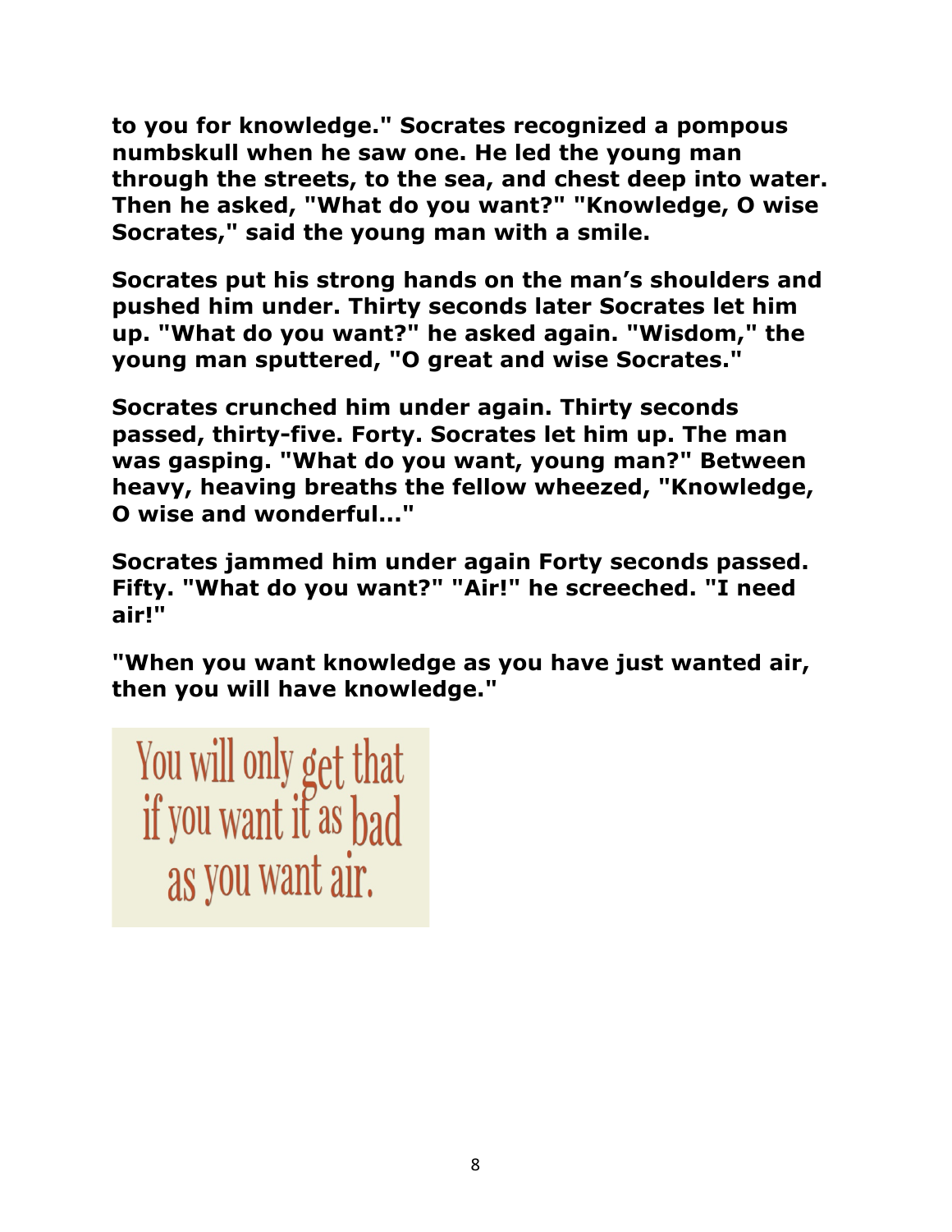**to you for knowledge." Socrates recognized a pompous numbskull when he saw one. He led the young man through the streets, to the sea, and chest deep into water. Then he asked, "What do you want?" "Knowledge, O wise Socrates," said the young man with a smile.**

**Socrates put his strong hands on the man's shoulders and pushed him under. Thirty seconds later Socrates let him up. "What do you want?" he asked again. "Wisdom," the young man sputtered, "O great and wise Socrates."**

**Socrates crunched him under again. Thirty seconds passed, thirty-five. Forty. Socrates let him up. The man was gasping. "What do you want, young man?" Between heavy, heaving breaths the fellow wheezed, "Knowledge, O wise and wonderful..."**

**Socrates jammed him under again Forty seconds passed. Fifty. "What do you want?" "Air!" he screeched. "I need air!"**

**"When you want knowledge as you have just wanted air, then you will have knowledge."**

You will only get that if you want it as bad as you want air.